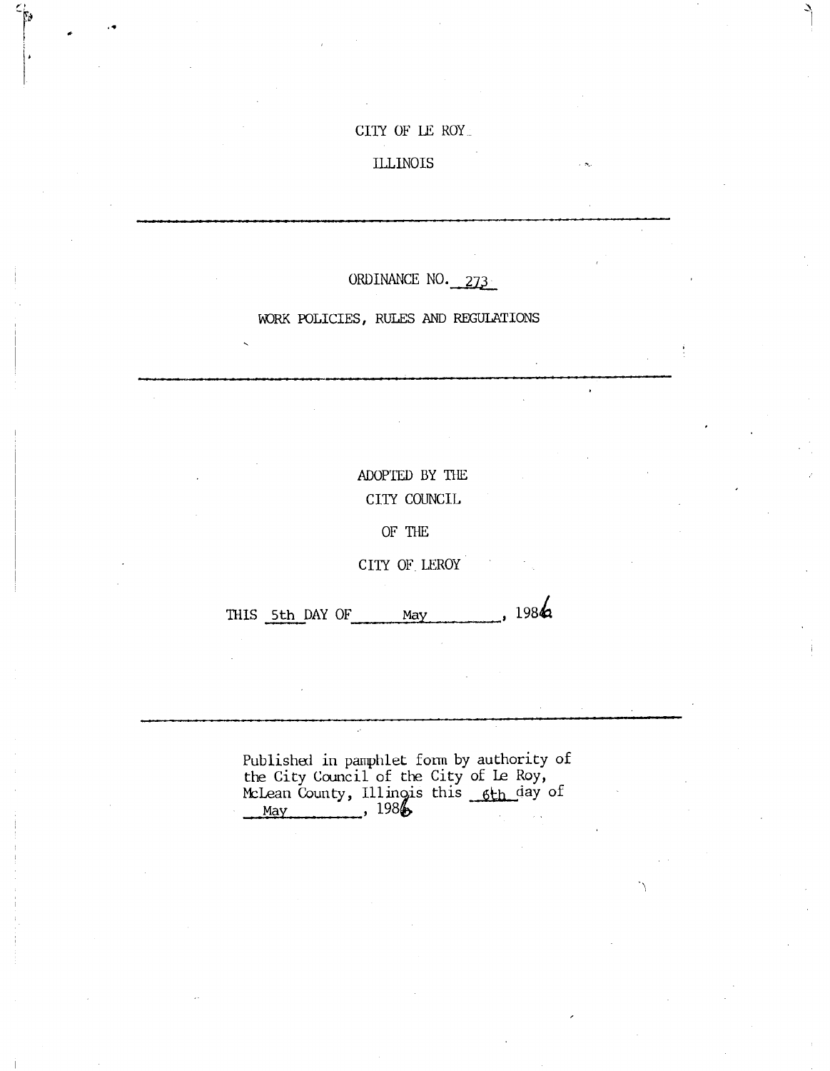CITY OF LE ROY

ILLINOIS

---

ORDINANCE NO. 273

WORK POLICIES, RULES AND REGULATIONS

---

ADOPTED BY THE

CITY COUNCIL

OF THE

CITY OF LEROY

THIS 5th DAY OF May, 1986

---

Published in pamphlet form by authority of the City Council of the City of Le Roy, McLean County, Illinois this 6th day of May, 1986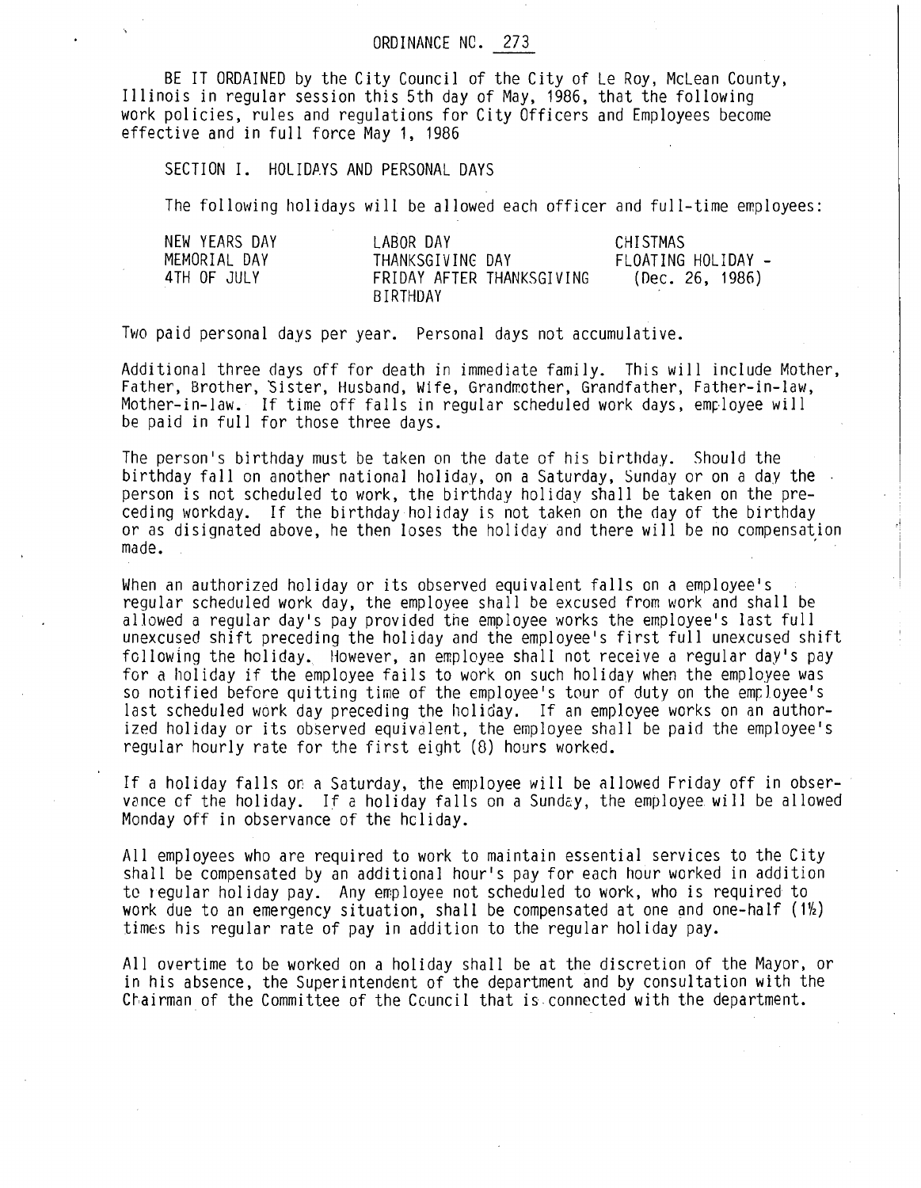ORDINANCE NO. 273

BE IT ORDAINED by the City Council of the City of Le Roy, McLean County, Illinois in regular session this 5th day of May, 1986, that the following work policies, rules and regulations for City Officers and Employees become effective and in full force May 1, 1986

SECTION I. HOLIDAYS AND PERSONAL DAYS

The following holidays will be allowed each officer and full-time employees:

| | | |
|---|---|---|
| NEW YEARS DAY | LABOR DAY | CHISTMAS |
| MEMORIAL DAY | THANKSGIVING DAY | FLOATING HOLIDAY - |
| 4TH OF JULY | FRIDAY AFTER THANKSGIVING | (Dec. 26, 1986) |
| | BIRTHDAY | |

Two paid personal days per year. Personal days not accumulative.

Additional three days off for death in immediate family. This will include Mother, Father, Brother, Sister, Husband, Wife, Grandmother, Grandfather, Father-in-law, Mother-in-law. If time off falls in regular scheduled work days, employee will be paid in full for those three days.

The person's birthday must be taken on the date of his birthday. Should the birthday fall on another national holiday, on a Saturday, Sunday or on a day the person is not scheduled to work, the birthday holiday shall be taken on the preceding workday. If the birthday holiday is not taken on the day of the birthday or as disignated above, he then loses the holiday and there will be no compensation made.

When an authorized holiday or its observed equivalent falls on a employee's regular scheduled work day, the employee shall be excused from work and shall be allowed a regular day's pay provided the employee works the employee's last full unexcused shift preceding the holiday and the employee's first full unexcused shift following the holiday. However, an employee shall not receive a regular day's pay for a holiday if the employee fails to work on such holiday when the employee was so notified before quitting time of the employee's tour of duty on the employee's last scheduled work day preceding the holiday. If an employee works on an authorized holiday or its observed equivalent, the employee shall be paid the employee's regular hourly rate for the first eight (8) hours worked.

If a holiday falls on a Saturday, the employee will be allowed Friday off in observance of the holiday. If a holiday falls on a Sunday, the employee will be allowed Monday off in observance of the holiday.

All employees who are required to work to maintain essential services to the City shall be compensated by an additional hour's pay for each hour worked in addition to regular holiday pay. Any employee not scheduled to work, who is required to work due to an emergency situation, shall be compensated at one and one-half (1½) times his regular rate of pay in addition to the regular holiday pay.

All overtime to be worked on a holiday shall be at the discretion of the Mayor, or in his absence, the Superintendent of the department and by consultation with the Chairman of the Committee of the Council that is connected with the department.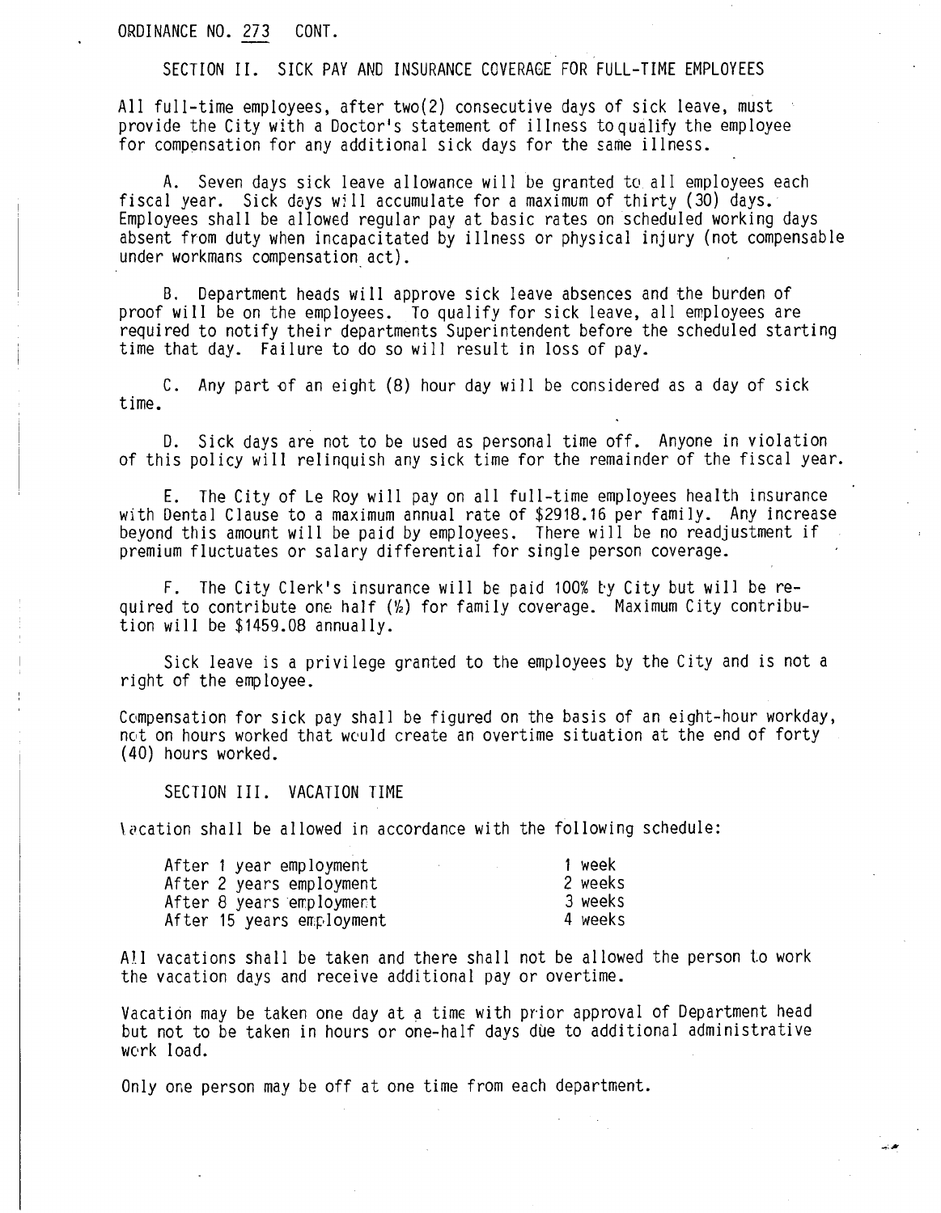ORDINANCE NO. 273 CONT.

SECTION II. SICK PAY AND INSURANCE COVERAGE FOR FULL-TIME EMPLOYEES

All full-time employees, after two(2) consecutive days of sick leave, must provide the City with a Doctor's statement of illness to qualify the employee for compensation for any additional sick days for the same illness.

A. Seven days sick leave allowance will be granted to all employees each fiscal year. Sick days will accumulate for a maximum of thirty (30) days. Employees shall be allowed regular pay at basic rates on scheduled working days absent from duty when incapacitated by illness or physical injury (not compensable under workmans compensation act).

B. Department heads will approve sick leave absences and the burden of proof will be on the employees. To qualify for sick leave, all employees are required to notify their departments Superintendent before the scheduled starting time that day. Failure to do so will result in loss of pay.

C. Any part of an eight (8) hour day will be considered as a day of sick time.

D. Sick days are not to be used as personal time off. Anyone in violation of this policy will relinquish any sick time for the remainder of the fiscal year.

E. The City of Le Roy will pay on all full-time employees health insurance with Dental Clause to a maximum annual rate of $2918.16 per family. Any increase beyond this amount will be paid by employees. There will be no readjustment if premium fluctuates or salary differential for single person coverage.

F. The City Clerk's insurance will be paid 100% by City but will be required to contribute one half (½) for family coverage. Maximum City contribution will be $1459.08 annually.

Sick leave is a privilege granted to the employees by the City and is not a right of the employee.

Compensation for sick pay shall be figured on the basis of an eight-hour workday, not on hours worked that would create an overtime situation at the end of forty (40) hours worked.

SECTION III. VACATION TIME

Vacation shall be allowed in accordance with the following schedule:

| | |
|---|---|
| After 1 year employment | 1 week |
| After 2 years employment | 2 weeks |
| After 8 years employment | 3 weeks |
| After 15 years employment | 4 weeks |

All vacations shall be taken and there shall not be allowed the person to work the vacation days and receive additional pay or overtime.

Vacation may be taken one day at a time with prior approval of Department head but not to be taken in hours or one-half days due to additional administrative work load.

Only one person may be off at one time from each department.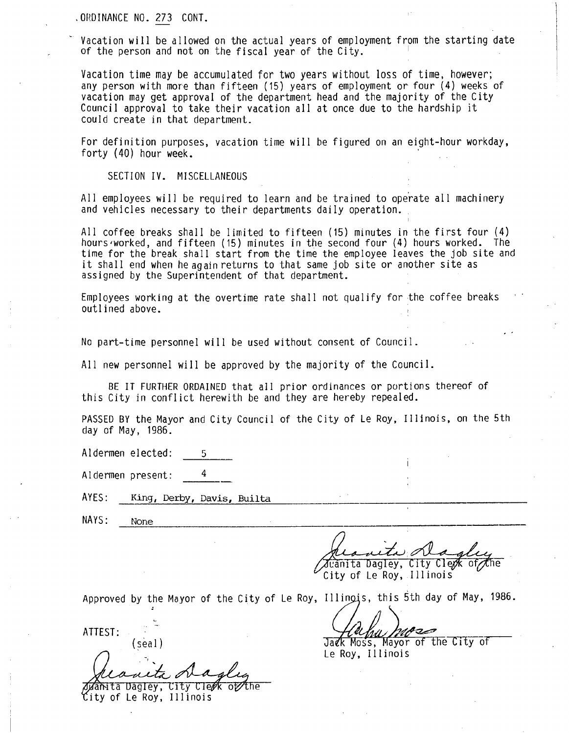ORDINANCE NO. 273 CONT.

Vacation will be allowed on the actual years of employment from the starting date of the person and not on the fiscal year of the City.

Vacation time may be accumulated for two years without loss of time, however; any person with more than fifteen (15) years of employment or four (4) weeks of vacation may get approval of the department head and the majority of the City Council approval to take their vacation all at once due to the hardship it could create in that department.

For definition purposes, vacation time will be figured on an eight-hour workday, forty (40) hour week.

SECTION IV. MISCELLANEOUS

All employees will be required to learn and be trained to operate all machinery and vehicles necessary to their departments daily operation.

All coffee breaks shall be limited to fifteen (15) minutes in the first four (4) hours worked, and fifteen (15) minutes in the second four (4) hours worked. The time for the break shall start from the time the employee leaves the job site and it shall end when he again returns to that same job site or another site as assigned by the Superintendent of that department.

Employees working at the overtime rate shall not qualify for the coffee breaks outlined above.

No part-time personnel will be used without consent of Council.

All new personnel will be approved by the majority of the Council.

BE IT FURTHER ORDAINED that all prior ordinances or portions thereof of this City in conflict herewith be and they are hereby repealed.

PASSED BY the Mayor and City Council of the City of Le Roy, Illinois, on the 5th day of May, 1986.

Aldermen elected: 5

Aldermen present: 4

AYES: King, Derby, Davis, Builta

NAYS: None

Juanita Dagley, City Clerk of the City of Le Roy, Illinois

Approved by the Mayor of the City of Le Roy, Illinois, this 5th day of May, 1986.

ATTEST:

(seal)

Juanita Dagley, City Clerk of the City of Le Roy, Illinois

Jack Moss, Mayor of the City of Le Roy, Illinois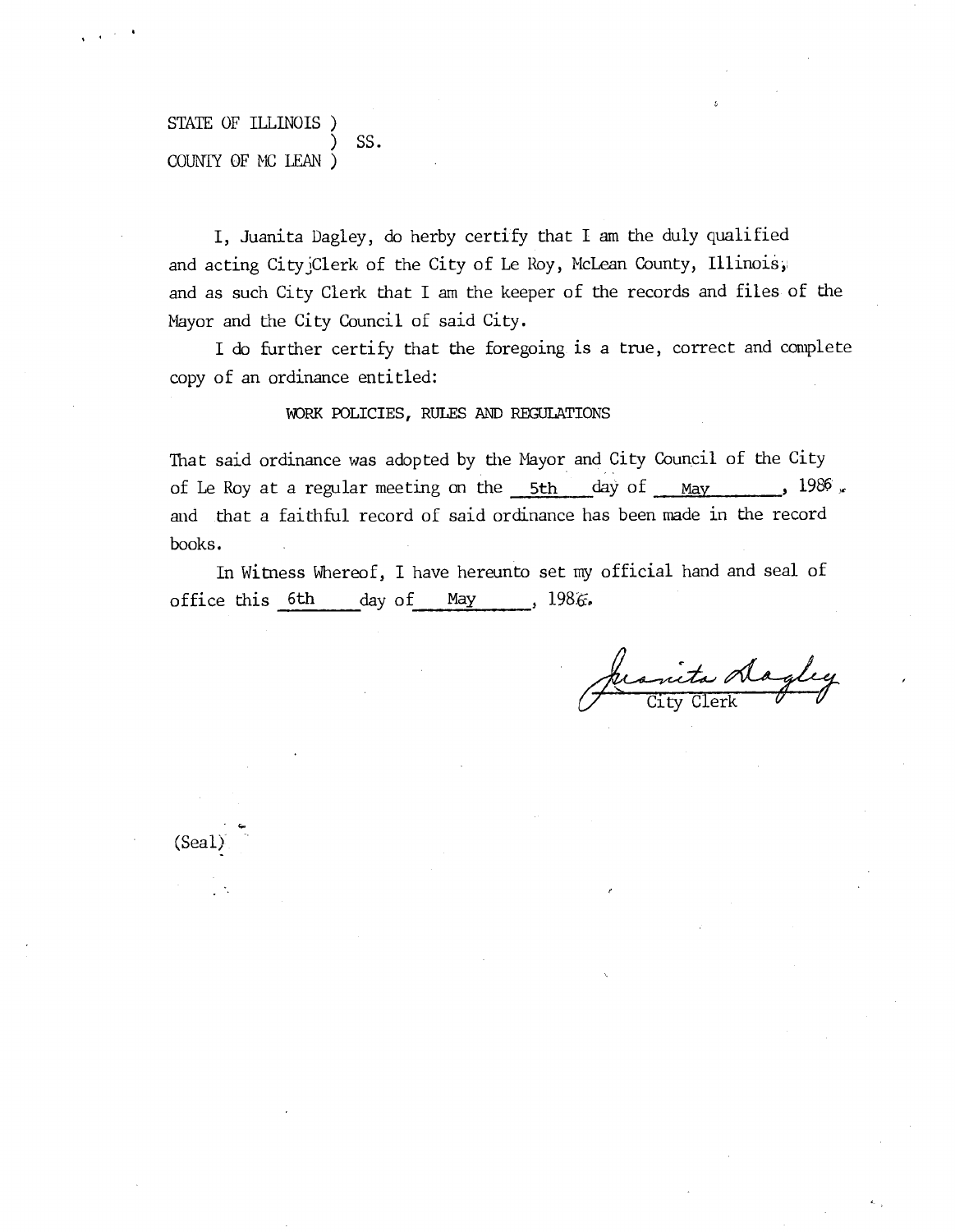STATE OF ILLINOIS )
) SS.
COUNTY OF MC LEAN )

I, Juanita Dagley, do herby certify that I am the duly qualified and acting City Clerk of the City of Le Roy, McLean County, Illinois, and as such City Clerk that I am the keeper of the records and files of the Mayor and the City Council of said City.

I do further certify that the foregoing is a true, correct and complete copy of an ordinance entitled:

WORK POLICIES, RULES AND REGULATIONS

That said ordinance was adopted by the Mayor and City Council of the City of Le Roy at a regular meeting on the 5th day of May, 1986 and that a faithful record of said ordinance has been made in the record books.

In Witness Whereof, I have hereunto set my official hand and seal of office this 6th day of May, 1986.

Juanita Dagley
City Clerk

(Seal)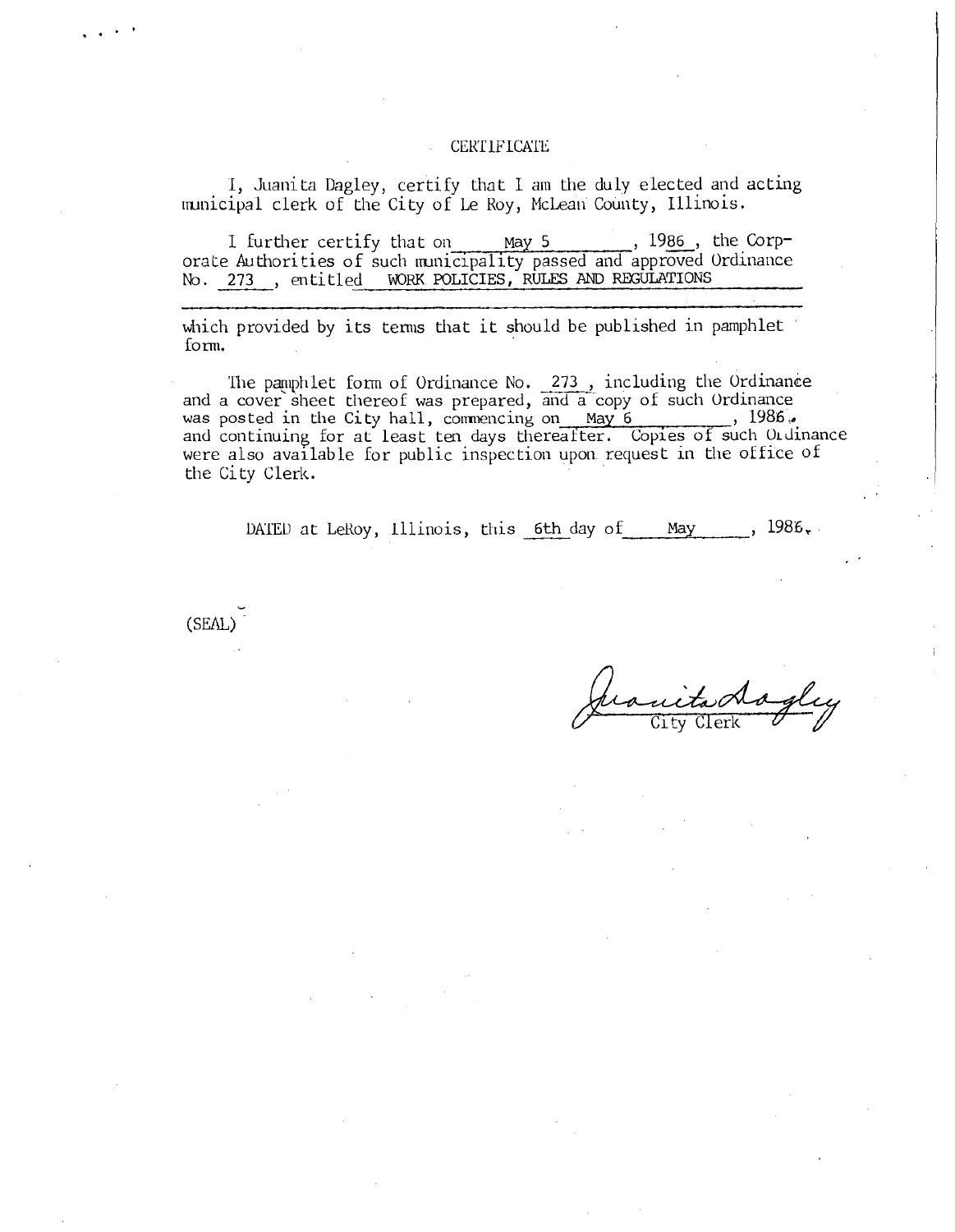CERTIFICATE

I, Juanita Dagley, certify that I am the duly elected and acting municipal clerk of the City of Le Roy, McLean County, Illinois.

I further certify that on May 5, 1986, the Corporate Authorities of such municipality passed and approved Ordinance No. 273, entitled WORK POLICIES, RULES AND REGULATIONS which provided by its terms that it should be published in pamphlet form.

The pamphlet form of Ordinance No. 273, including the Ordinance and a cover sheet thereof was prepared, and a copy of such Ordinance was posted in the City hall, commencing on May 6, 1986, and continuing for at least ten days thereafter. Copies of such Ordinance were also available for public inspection upon request in the office of the City Clerk.

DATED at LeRoy, Illinois, this 6th day of May, 1986.

(SEAL)

Juanita Dagley
City Clerk